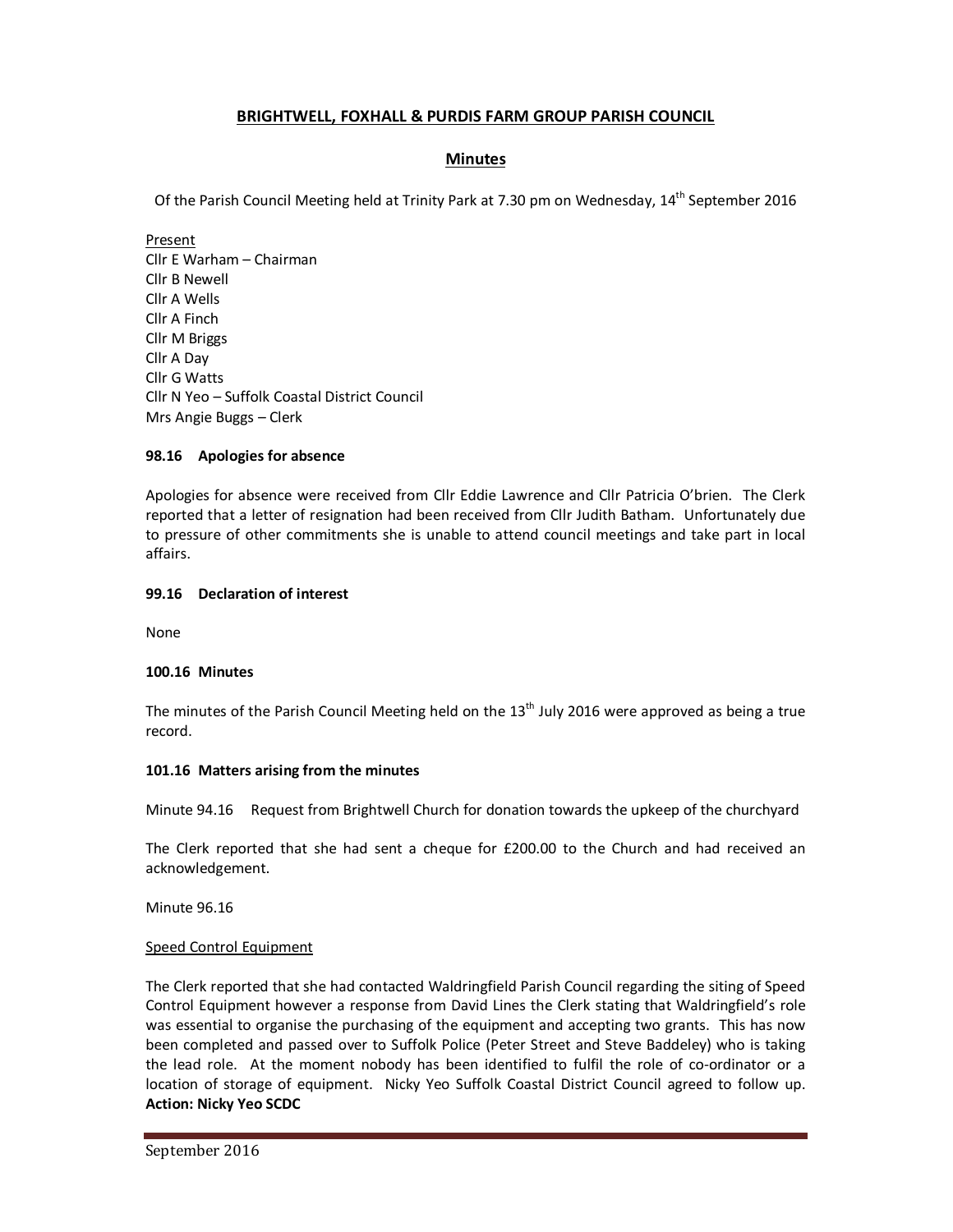## BRIGHTWELL, FOXHALL & PURDIS FARM GROUP PARISH COUNCIL

### Minutes

Of the Parish Council Meeting held at Trinity Park at 7.30 pm on Wednesday, 14th September 2016

Present
Cllr E Warham – Chairman
Cllr B Newell
Cllr A Wells
Cllr A Finch
Cllr M Briggs
Cllr A Day
Cllr G Watts
Cllr N Yeo – Suffolk Coastal District Council
Mrs Angie Buggs – Clerk

**98.16 Apologies for absence**

Apologies for absence were received from Cllr Eddie Lawrence and Cllr Patricia O'brien. The Clerk reported that a letter of resignation had been received from Cllr Judith Batham. Unfortunately due to pressure of other commitments she is unable to attend council meetings and take part in local affairs.

**99.16 Declaration of interest**

None

**100.16 Minutes**

The minutes of the Parish Council Meeting held on the 13th July 2016 were approved as being a true record.

**101.16 Matters arising from the minutes**

Minute 94.16 Request from Brightwell Church for donation towards the upkeep of the churchyard

The Clerk reported that she had sent a cheque for £200.00 to the Church and had received an acknowledgement.

Minute 96.16

Speed Control Equipment

The Clerk reported that she had contacted Waldringfield Parish Council regarding the siting of Speed Control Equipment however a response from David Lines the Clerk stating that Waldringfield's role was essential to organise the purchasing of the equipment and accepting two grants. This has now been completed and passed over to Suffolk Police (Peter Street and Steve Baddeley) who is taking the lead role. At the moment nobody has been identified to fulfil the role of co-ordinator or a location of storage of equipment. Nicky Yeo Suffolk Coastal District Council agreed to follow up. **Action: Nicky Yeo SCDC**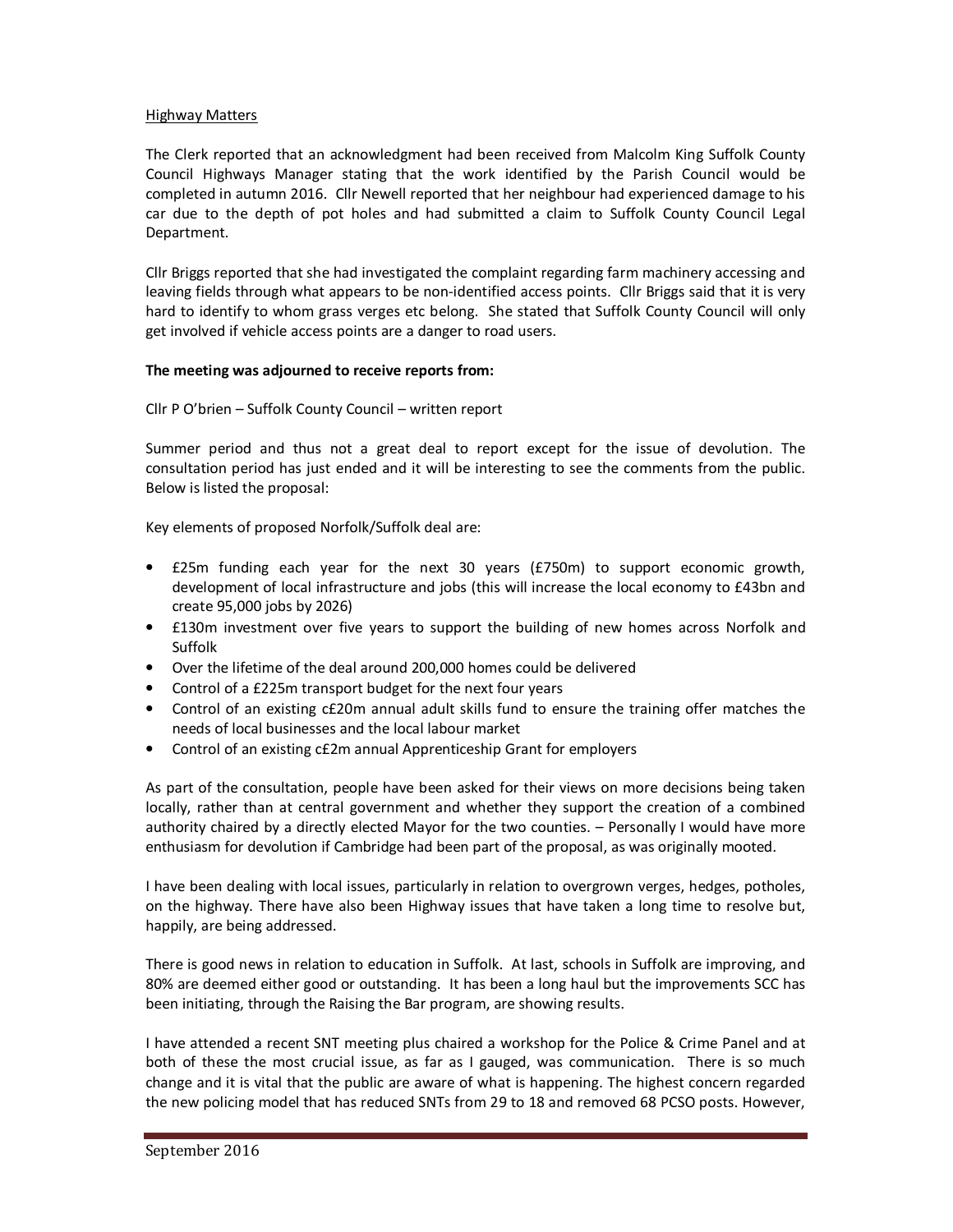Highway Matters

The Clerk reported that an acknowledgment had been received from Malcolm King Suffolk County Council Highways Manager stating that the work identified by the Parish Council would be completed in autumn 2016. Cllr Newell reported that her neighbour had experienced damage to his car due to the depth of pot holes and had submitted a claim to Suffolk County Council Legal Department.

Cllr Briggs reported that she had investigated the complaint regarding farm machinery accessing and leaving fields through what appears to be non-identified access points. Cllr Briggs said that it is very hard to identify to whom grass verges etc belong. She stated that Suffolk County Council will only get involved if vehicle access points are a danger to road users.

**The meeting was adjourned to receive reports from:**

Cllr P O'brien – Suffolk County Council – written report

Summer period and thus not a great deal to report except for the issue of devolution. The consultation period has just ended and it will be interesting to see the comments from the public. Below is listed the proposal:

Key elements of proposed Norfolk/Suffolk deal are:

- £25m funding each year for the next 30 years (£750m) to support economic growth, development of local infrastructure and jobs (this will increase the local economy to £43bn and create 95,000 jobs by 2026)
- £130m investment over five years to support the building of new homes across Norfolk and Suffolk
- Over the lifetime of the deal around 200,000 homes could be delivered
- Control of a £225m transport budget for the next four years
- Control of an existing c£20m annual adult skills fund to ensure the training offer matches the needs of local businesses and the local labour market
- Control of an existing c£2m annual Apprenticeship Grant for employers

As part of the consultation, people have been asked for their views on more decisions being taken locally, rather than at central government and whether they support the creation of a combined authority chaired by a directly elected Mayor for the two counties. – Personally I would have more enthusiasm for devolution if Cambridge had been part of the proposal, as was originally mooted.

I have been dealing with local issues, particularly in relation to overgrown verges, hedges, potholes, on the highway. There have also been Highway issues that have taken a long time to resolve but, happily, are being addressed.

There is good news in relation to education in Suffolk. At last, schools in Suffolk are improving, and 80% are deemed either good or outstanding. It has been a long haul but the improvements SCC has been initiating, through the Raising the Bar program, are showing results.

I have attended a recent SNT meeting plus chaired a workshop for the Police & Crime Panel and at both of these the most crucial issue, as far as I gauged, was communication. There is so much change and it is vital that the public are aware of what is happening. The highest concern regarded the new policing model that has reduced SNTs from 29 to 18 and removed 68 PCSO posts. However,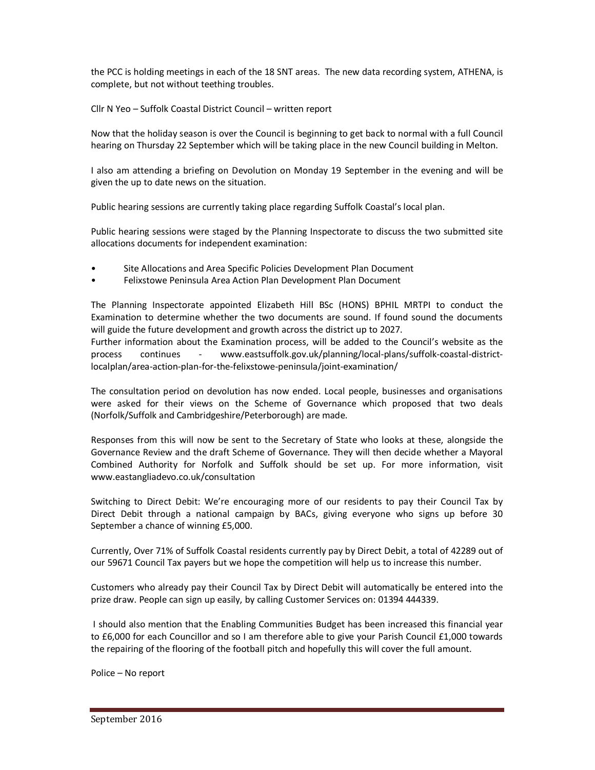the PCC is holding meetings in each of the 18 SNT areas. The new data recording system, ATHENA, is complete, but not without teething troubles.

Cllr N Yeo – Suffolk Coastal District Council – written report

Now that the holiday season is over the Council is beginning to get back to normal with a full Council hearing on Thursday 22 September which will be taking place in the new Council building in Melton.

I also am attending a briefing on Devolution on Monday 19 September in the evening and will be given the up to date news on the situation.

Public hearing sessions are currently taking place regarding Suffolk Coastal's local plan.

Public hearing sessions were staged by the Planning Inspectorate to discuss the two submitted site allocations documents for independent examination:

- Site Allocations and Area Specific Policies Development Plan Document
- Felixstowe Peninsula Area Action Plan Development Plan Document

The Planning Inspectorate appointed Elizabeth Hill BSc (HONS) BPHIL MRTPI to conduct the Examination to determine whether the two documents are sound. If found sound the documents will guide the future development and growth across the district up to 2027.
Further information about the Examination process, will be added to the Council's website as the process continues - www.eastsuffolk.gov.uk/planning/local-plans/suffolk-coastal-district-localplan/area-action-plan-for-the-felixstowe-peninsula/joint-examination/

The consultation period on devolution has now ended. Local people, businesses and organisations were asked for their views on the Scheme of Governance which proposed that two deals (Norfolk/Suffolk and Cambridgeshire/Peterborough) are made.

Responses from this will now be sent to the Secretary of State who looks at these, alongside the Governance Review and the draft Scheme of Governance. They will then decide whether a Mayoral Combined Authority for Norfolk and Suffolk should be set up. For more information, visit www.eastangliadevo.co.uk/consultation

Switching to Direct Debit: We're encouraging more of our residents to pay their Council Tax by Direct Debit through a national campaign by BACs, giving everyone who signs up before 30 September a chance of winning £5,000.

Currently, Over 71% of Suffolk Coastal residents currently pay by Direct Debit, a total of 42289 out of our 59671 Council Tax payers but we hope the competition will help us to increase this number.

Customers who already pay their Council Tax by Direct Debit will automatically be entered into the prize draw. People can sign up easily, by calling Customer Services on: 01394 444339.

I should also mention that the Enabling Communities Budget has been increased this financial year to £6,000 for each Councillor and so I am therefore able to give your Parish Council £1,000 towards the repairing of the flooring of the football pitch and hopefully this will cover the full amount.

Police – No report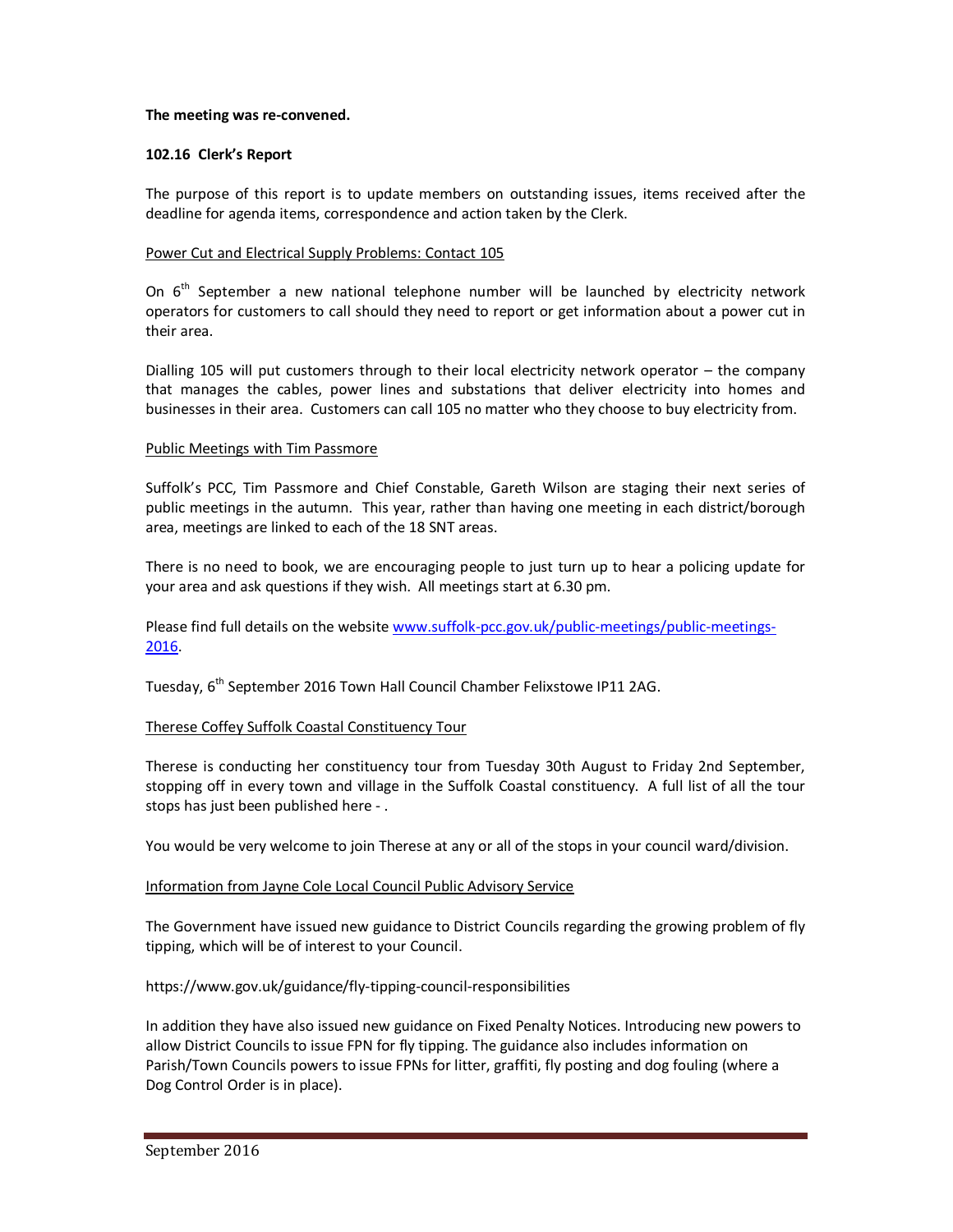**The meeting was re-convened.**

**102.16 Clerk's Report**

The purpose of this report is to update members on outstanding issues, items received after the deadline for agenda items, correspondence and action taken by the Clerk.

Power Cut and Electrical Supply Problems: Contact 105

On 6th September a new national telephone number will be launched by electricity network operators for customers to call should they need to report or get information about a power cut in their area.

Dialling 105 will put customers through to their local electricity network operator – the company that manages the cables, power lines and substations that deliver electricity into homes and businesses in their area. Customers can call 105 no matter who they choose to buy electricity from.

Public Meetings with Tim Passmore

Suffolk's PCC, Tim Passmore and Chief Constable, Gareth Wilson are staging their next series of public meetings in the autumn. This year, rather than having one meeting in each district/borough area, meetings are linked to each of the 18 SNT areas.

There is no need to book, we are encouraging people to just turn up to hear a policing update for your area and ask questions if they wish. All meetings start at 6.30 pm.

Please find full details on the website www.suffolk-pcc.gov.uk/public-meetings/public-meetings-2016.

Tuesday, 6th September 2016 Town Hall Council Chamber Felixstowe IP11 2AG.

Therese Coffey Suffolk Coastal Constituency Tour

Therese is conducting her constituency tour from Tuesday 30th August to Friday 2nd September, stopping off in every town and village in the Suffolk Coastal constituency. A full list of all the tour stops has just been published here - .

You would be very welcome to join Therese at any or all of the stops in your council ward/division.

Information from Jayne Cole Local Council Public Advisory Service

The Government have issued new guidance to District Councils regarding the growing problem of fly tipping, which will be of interest to your Council.

https://www.gov.uk/guidance/fly-tipping-council-responsibilities

In addition they have also issued new guidance on Fixed Penalty Notices. Introducing new powers to allow District Councils to issue FPN for fly tipping. The guidance also includes information on Parish/Town Councils powers to issue FPNs for litter, graffiti, fly posting and dog fouling (where a Dog Control Order is in place).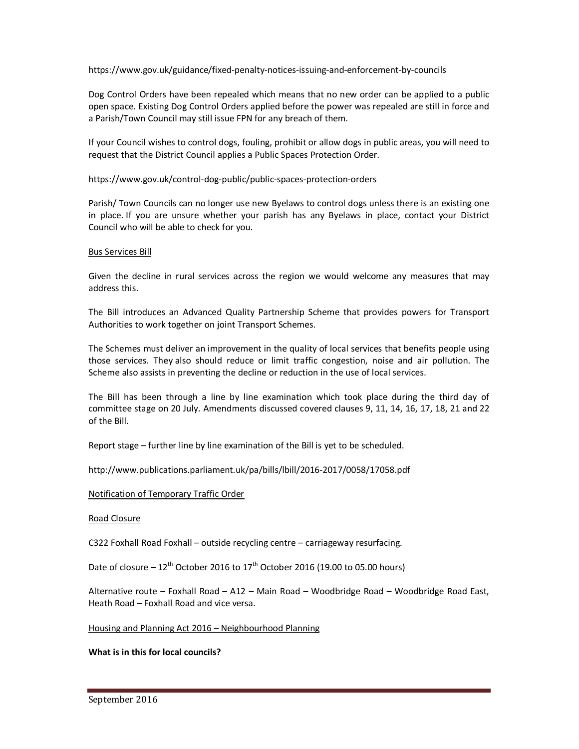https://www.gov.uk/guidance/fixed-penalty-notices-issuing-and-enforcement-by-councils

Dog Control Orders have been repealed which means that no new order can be applied to a public open space. Existing Dog Control Orders applied before the power was repealed are still in force and a Parish/Town Council may still issue FPN for any breach of them.

If your Council wishes to control dogs, fouling, prohibit or allow dogs in public areas, you will need to request that the District Council applies a Public Spaces Protection Order.

https://www.gov.uk/control-dog-public/public-spaces-protection-orders

Parish/ Town Councils can no longer use new Byelaws to control dogs unless there is an existing one in place. If you are unsure whether your parish has any Byelaws in place, contact your District Council who will be able to check for you.

Bus Services Bill

Given the decline in rural services across the region we would welcome any measures that may address this.

The Bill introduces an Advanced Quality Partnership Scheme that provides powers for Transport Authorities to work together on joint Transport Schemes.

The Schemes must deliver an improvement in the quality of local services that benefits people using those services. They also should reduce or limit traffic congestion, noise and air pollution. The Scheme also assists in preventing the decline or reduction in the use of local services.

The Bill has been through a line by line examination which took place during the third day of committee stage on 20 July. Amendments discussed covered clauses 9, 11, 14, 16, 17, 18, 21 and 22 of the Bill.

Report stage – further line by line examination of the Bill is yet to be scheduled.

http://www.publications.parliament.uk/pa/bills/lbill/2016-2017/0058/17058.pdf

Notification of Temporary Traffic Order

Road Closure

C322 Foxhall Road Foxhall – outside recycling centre – carriageway resurfacing.

Date of closure – 12th October 2016 to 17th October 2016 (19.00 to 05.00 hours)

Alternative route – Foxhall Road – A12 – Main Road – Woodbridge Road – Woodbridge Road East, Heath Road – Foxhall Road and vice versa.

Housing and Planning Act 2016 – Neighbourhood Planning

**What is in this for local councils?**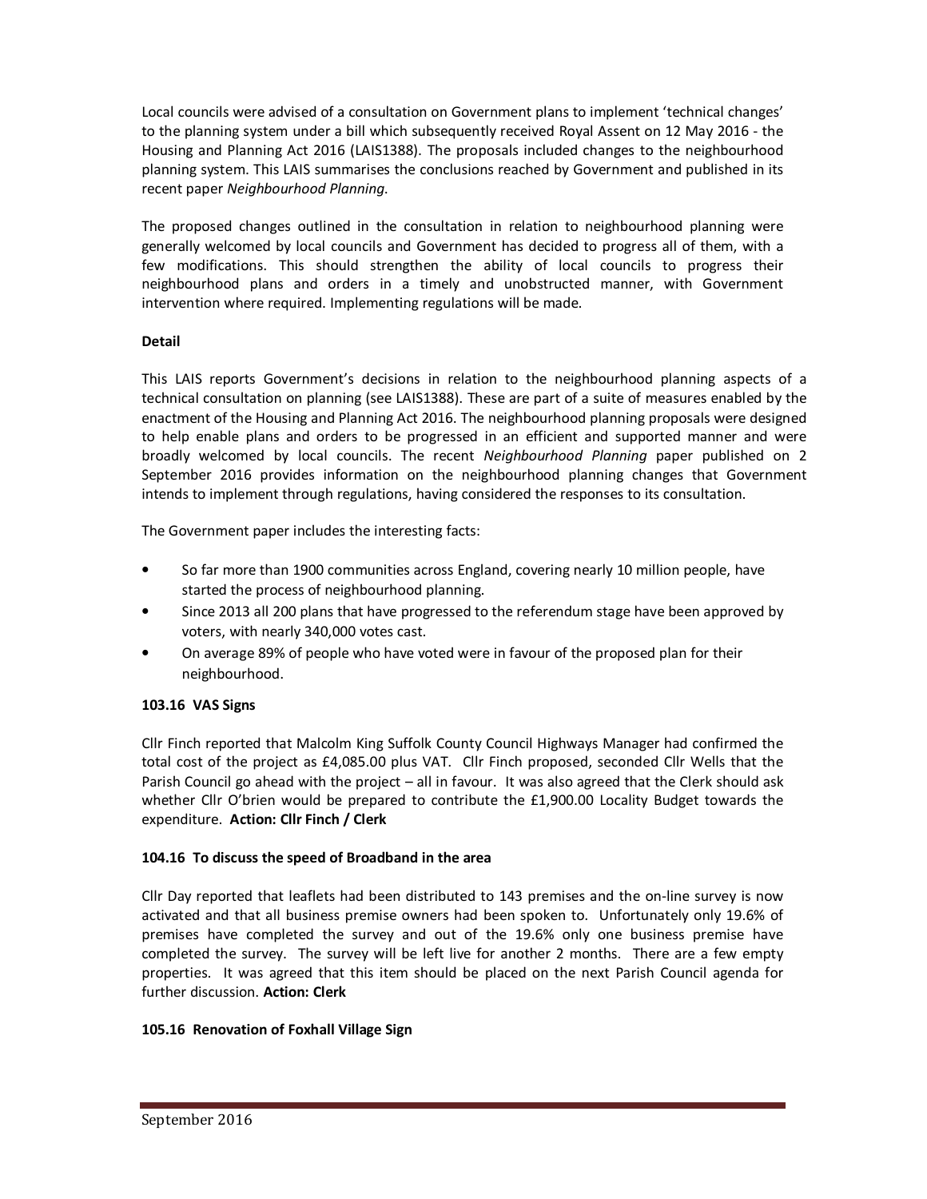Local councils were advised of a consultation on Government plans to implement 'technical changes' to the planning system under a bill which subsequently received Royal Assent on 12 May 2016 - the Housing and Planning Act 2016 (LAIS1388). The proposals included changes to the neighbourhood planning system. This LAIS summarises the conclusions reached by Government and published in its recent paper *Neighbourhood Planning*.

The proposed changes outlined in the consultation in relation to neighbourhood planning were generally welcomed by local councils and Government has decided to progress all of them, with a few modifications. This should strengthen the ability of local councils to progress their neighbourhood plans and orders in a timely and unobstructed manner, with Government intervention where required. Implementing regulations will be made.

**Detail**

This LAIS reports Government's decisions in relation to the neighbourhood planning aspects of a technical consultation on planning (see LAIS1388). These are part of a suite of measures enabled by the enactment of the Housing and Planning Act 2016. The neighbourhood planning proposals were designed to help enable plans and orders to be progressed in an efficient and supported manner and were broadly welcomed by local councils. The recent *Neighbourhood Planning* paper published on 2 September 2016 provides information on the neighbourhood planning changes that Government intends to implement through regulations, having considered the responses to its consultation.

The Government paper includes the interesting facts:

- So far more than 1900 communities across England, covering nearly 10 million people, have started the process of neighbourhood planning.
- Since 2013 all 200 plans that have progressed to the referendum stage have been approved by voters, with nearly 340,000 votes cast.
- On average 89% of people who have voted were in favour of the proposed plan for their neighbourhood.

**103.16 VAS Signs**

Cllr Finch reported that Malcolm King Suffolk County Council Highways Manager had confirmed the total cost of the project as £4,085.00 plus VAT. Cllr Finch proposed, seconded Cllr Wells that the Parish Council go ahead with the project – all in favour. It was also agreed that the Clerk should ask whether Cllr O'brien would be prepared to contribute the £1,900.00 Locality Budget towards the expenditure. **Action: Cllr Finch / Clerk**

**104.16 To discuss the speed of Broadband in the area**

Cllr Day reported that leaflets had been distributed to 143 premises and the on-line survey is now activated and that all business premise owners had been spoken to. Unfortunately only 19.6% of premises have completed the survey and out of the 19.6% only one business premise have completed the survey. The survey will be left live for another 2 months. There are a few empty properties. It was agreed that this item should be placed on the next Parish Council agenda for further discussion. **Action: Clerk**

**105.16 Renovation of Foxhall Village Sign**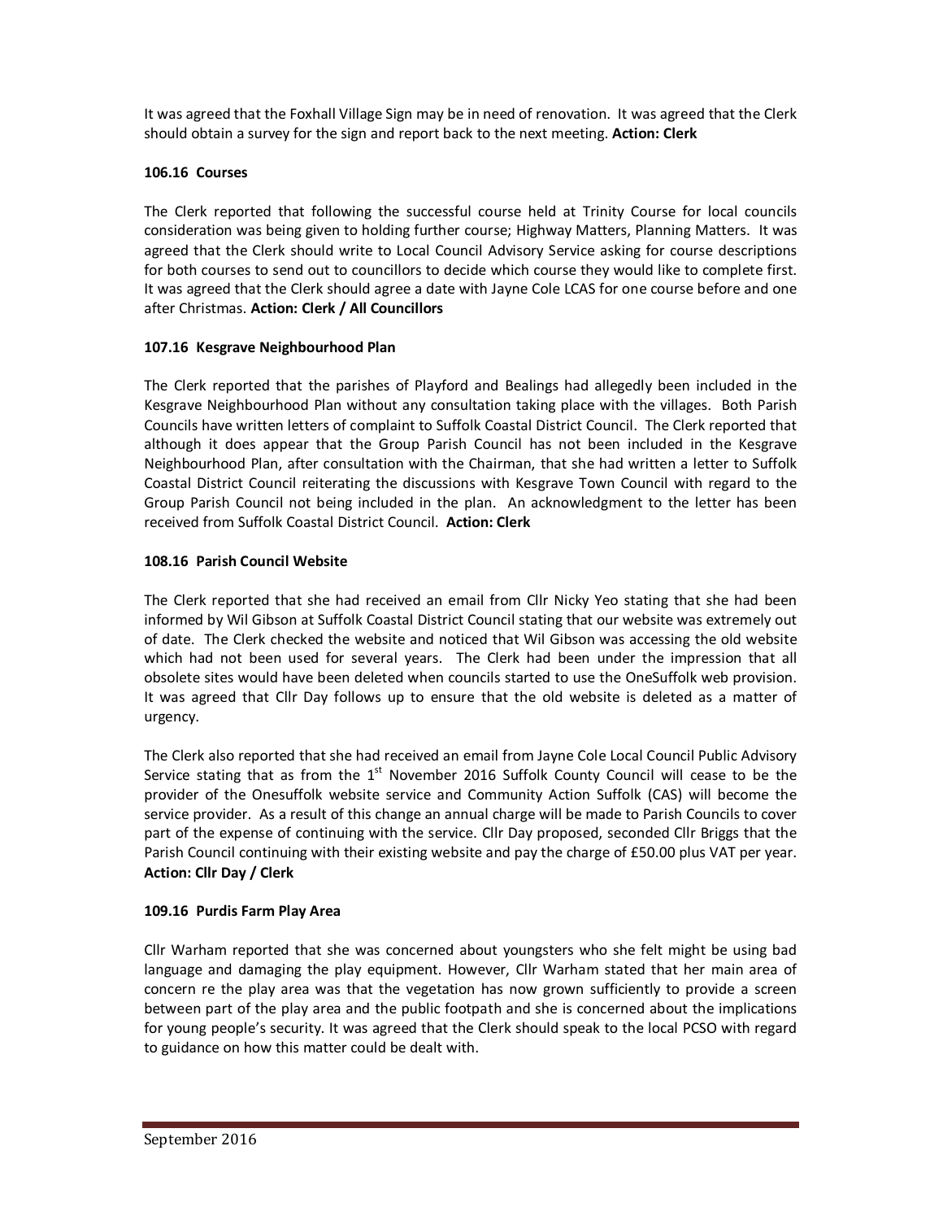It was agreed that the Foxhall Village Sign may be in need of renovation. It was agreed that the Clerk should obtain a survey for the sign and report back to the next meeting. **Action: Clerk**

**106.16 Courses**

The Clerk reported that following the successful course held at Trinity Course for local councils consideration was being given to holding further course; Highway Matters, Planning Matters. It was agreed that the Clerk should write to Local Council Advisory Service asking for course descriptions for both courses to send out to councillors to decide which course they would like to complete first. It was agreed that the Clerk should agree a date with Jayne Cole LCAS for one course before and one after Christmas. **Action: Clerk / All Councillors**

**107.16 Kesgrave Neighbourhood Plan**

The Clerk reported that the parishes of Playford and Bealings had allegedly been included in the Kesgrave Neighbourhood Plan without any consultation taking place with the villages. Both Parish Councils have written letters of complaint to Suffolk Coastal District Council. The Clerk reported that although it does appear that the Group Parish Council has not been included in the Kesgrave Neighbourhood Plan, after consultation with the Chairman, that she had written a letter to Suffolk Coastal District Council reiterating the discussions with Kesgrave Town Council with regard to the Group Parish Council not being included in the plan. An acknowledgment to the letter has been received from Suffolk Coastal District Council. **Action: Clerk**

**108.16 Parish Council Website**

The Clerk reported that she had received an email from Cllr Nicky Yeo stating that she had been informed by Wil Gibson at Suffolk Coastal District Council stating that our website was extremely out of date. The Clerk checked the website and noticed that Wil Gibson was accessing the old website which had not been used for several years. The Clerk had been under the impression that all obsolete sites would have been deleted when councils started to use the OneSuffolk web provision. It was agreed that Cllr Day follows up to ensure that the old website is deleted as a matter of urgency.

The Clerk also reported that she had received an email from Jayne Cole Local Council Public Advisory Service stating that as from the 1st November 2016 Suffolk County Council will cease to be the provider of the Onesuffolk website service and Community Action Suffolk (CAS) will become the service provider. As a result of this change an annual charge will be made to Parish Councils to cover part of the expense of continuing with the service. Cllr Day proposed, seconded Cllr Briggs that the Parish Council continuing with their existing website and pay the charge of £50.00 plus VAT per year. **Action: Cllr Day / Clerk**

**109.16 Purdis Farm Play Area**

Cllr Warham reported that she was concerned about youngsters who she felt might be using bad language and damaging the play equipment. However, Cllr Warham stated that her main area of concern re the play area was that the vegetation has now grown sufficiently to provide a screen between part of the play area and the public footpath and she is concerned about the implications for young people's security. It was agreed that the Clerk should speak to the local PCSO with regard to guidance on how this matter could be dealt with.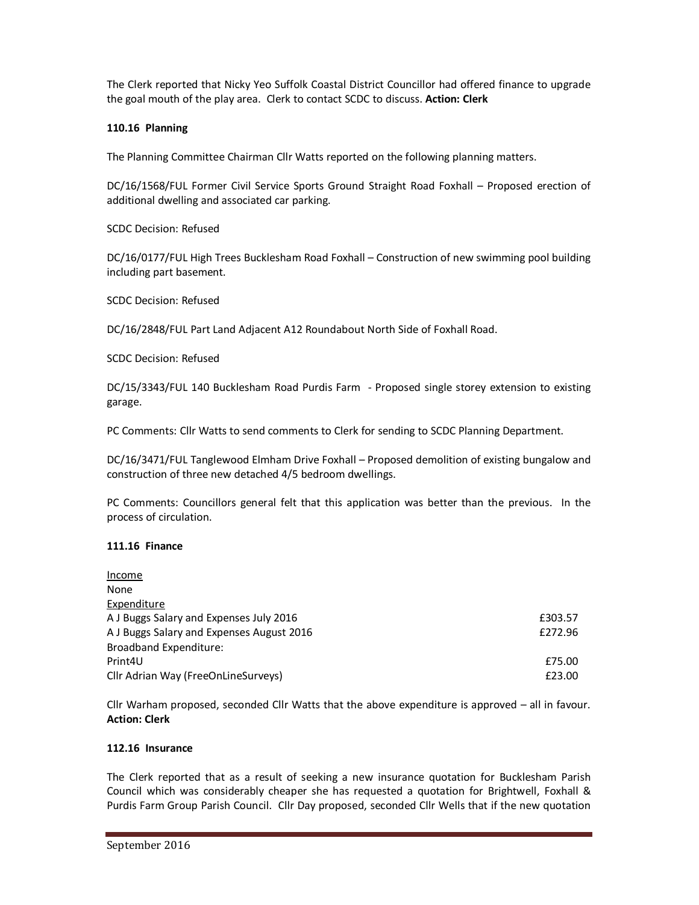The Clerk reported that Nicky Yeo Suffolk Coastal District Councillor had offered finance to upgrade the goal mouth of the play area. Clerk to contact SCDC to discuss. **Action: Clerk**

**110.16 Planning**

The Planning Committee Chairman Cllr Watts reported on the following planning matters.

DC/16/1568/FUL Former Civil Service Sports Ground Straight Road Foxhall – Proposed erection of additional dwelling and associated car parking.

SCDC Decision: Refused

DC/16/0177/FUL High Trees Bucklesham Road Foxhall – Construction of new swimming pool building including part basement.

SCDC Decision: Refused

DC/16/2848/FUL Part Land Adjacent A12 Roundabout North Side of Foxhall Road.

SCDC Decision: Refused

DC/15/3343/FUL 140 Bucklesham Road Purdis Farm - Proposed single storey extension to existing garage.

PC Comments: Cllr Watts to send comments to Clerk for sending to SCDC Planning Department.

DC/16/3471/FUL Tanglewood Elmham Drive Foxhall – Proposed demolition of existing bungalow and construction of three new detached 4/5 bedroom dwellings.

PC Comments: Councillors general felt that this application was better than the previous. In the process of circulation.

**111.16 Finance**

| | |
|---|---|
| <u>Income</u> | |
| None | |
| <u>Expenditure</u> | |
| A J Buggs Salary and Expenses July 2016 | £303.57 |
| A J Buggs Salary and Expenses August 2016 | £272.96 |
| Broadband Expenditure: | |
| Print4U | £75.00 |
| Cllr Adrian Way (FreeOnLineSurveys) | £23.00 |

Cllr Warham proposed, seconded Cllr Watts that the above expenditure is approved – all in favour. **Action: Clerk**

**112.16 Insurance**

The Clerk reported that as a result of seeking a new insurance quotation for Bucklesham Parish Council which was considerably cheaper she has requested a quotation for Brightwell, Foxhall & Purdis Farm Group Parish Council. Cllr Day proposed, seconded Cllr Wells that if the new quotation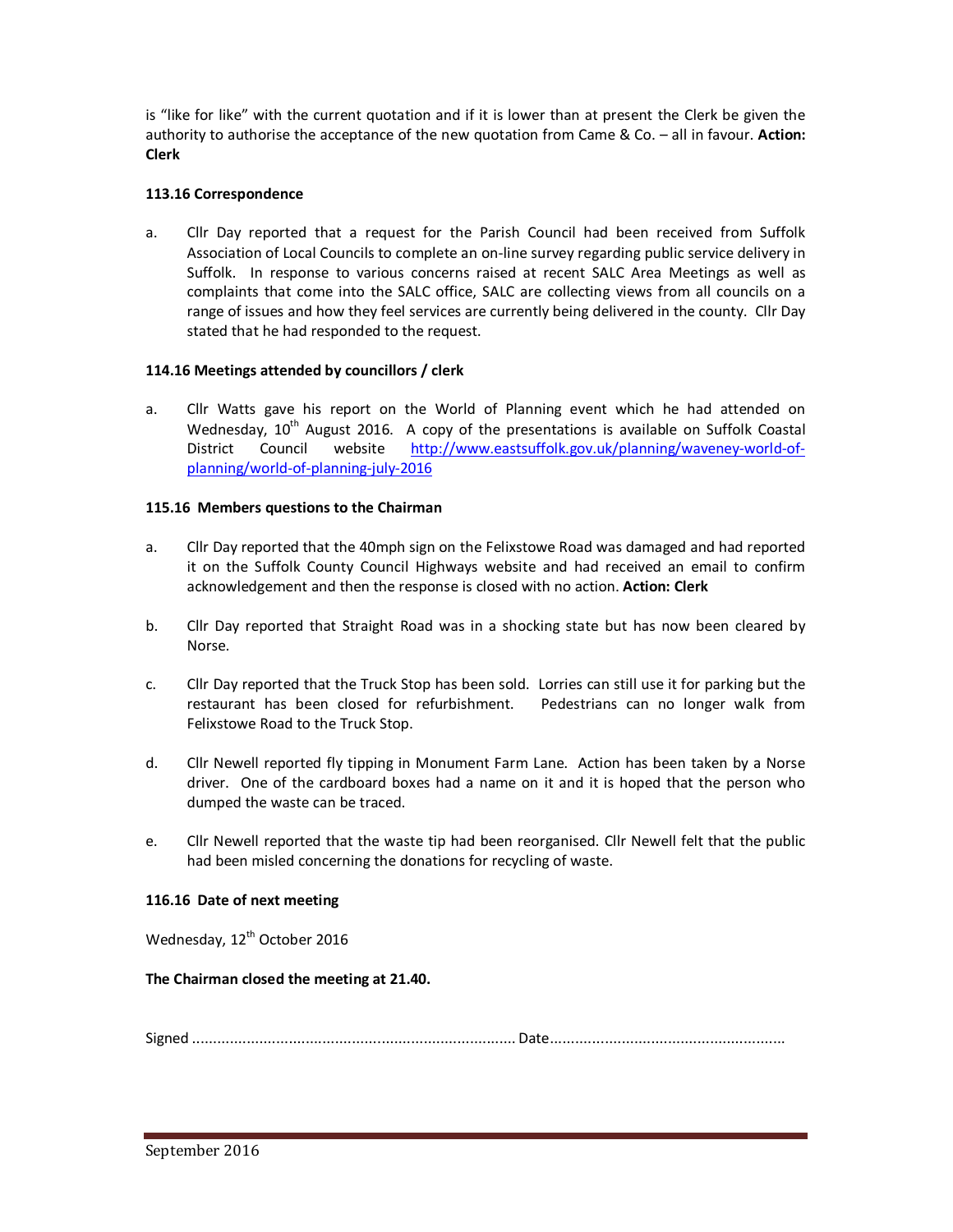is "like for like" with the current quotation and if it is lower than at present the Clerk be given the authority to authorise the acceptance of the new quotation from Came & Co. – all in favour. **Action: Clerk**

**113.16 Correspondence**

a. Cllr Day reported that a request for the Parish Council had been received from Suffolk Association of Local Councils to complete an on-line survey regarding public service delivery in Suffolk. In response to various concerns raised at recent SALC Area Meetings as well as complaints that come into the SALC office, SALC are collecting views from all councils on a range of issues and how they feel services are currently being delivered in the county. Cllr Day stated that he had responded to the request.

**114.16 Meetings attended by councillors / clerk**

a. Cllr Watts gave his report on the World of Planning event which he had attended on Wednesday, 10th August 2016. A copy of the presentations is available on Suffolk Coastal District Council website [http://www.eastsuffolk.gov.uk/planning/waveney-world-of-planning/world-of-planning-july-2016](http://www.eastsuffolk.gov.uk/planning/waveney-world-of-planning/world-of-planning-july-2016)

**115.16 Members questions to the Chairman**

a. Cllr Day reported that the 40mph sign on the Felixstowe Road was damaged and had reported it on the Suffolk County Council Highways website and had received an email to confirm acknowledgement and then the response is closed with no action. **Action: Clerk**

b. Cllr Day reported that Straight Road was in a shocking state but has now been cleared by Norse.

c. Cllr Day reported that the Truck Stop has been sold. Lorries can still use it for parking but the restaurant has been closed for refurbishment. Pedestrians can no longer walk from Felixstowe Road to the Truck Stop.

d. Cllr Newell reported fly tipping in Monument Farm Lane. Action has been taken by a Norse driver. One of the cardboard boxes had a name on it and it is hoped that the person who dumped the waste can be traced.

e. Cllr Newell reported that the waste tip had been reorganised. Cllr Newell felt that the public had been misled concerning the donations for recycling of waste.

**116.16 Date of next meeting**

Wednesday, 12th October 2016

**The Chairman closed the meeting at 21.40.**

Signed ............................................................................ Date........................................................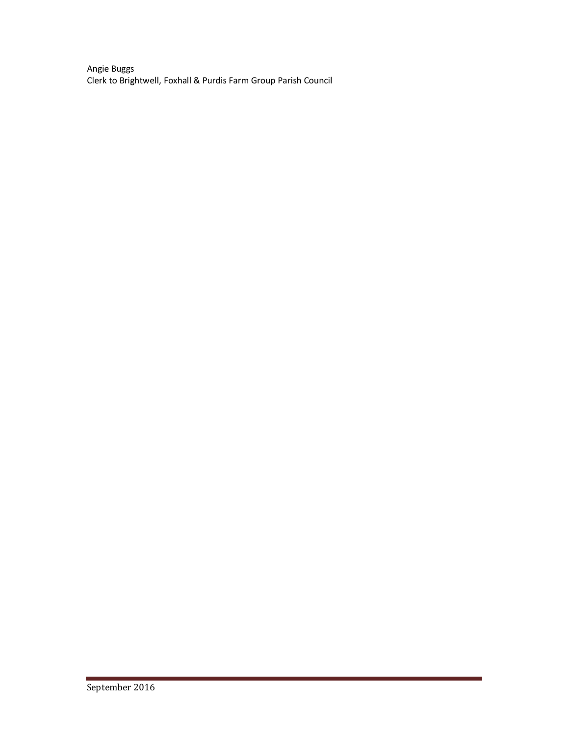Angie Buggs
Clerk to Brightwell, Foxhall & Purdis Farm Group Parish Council